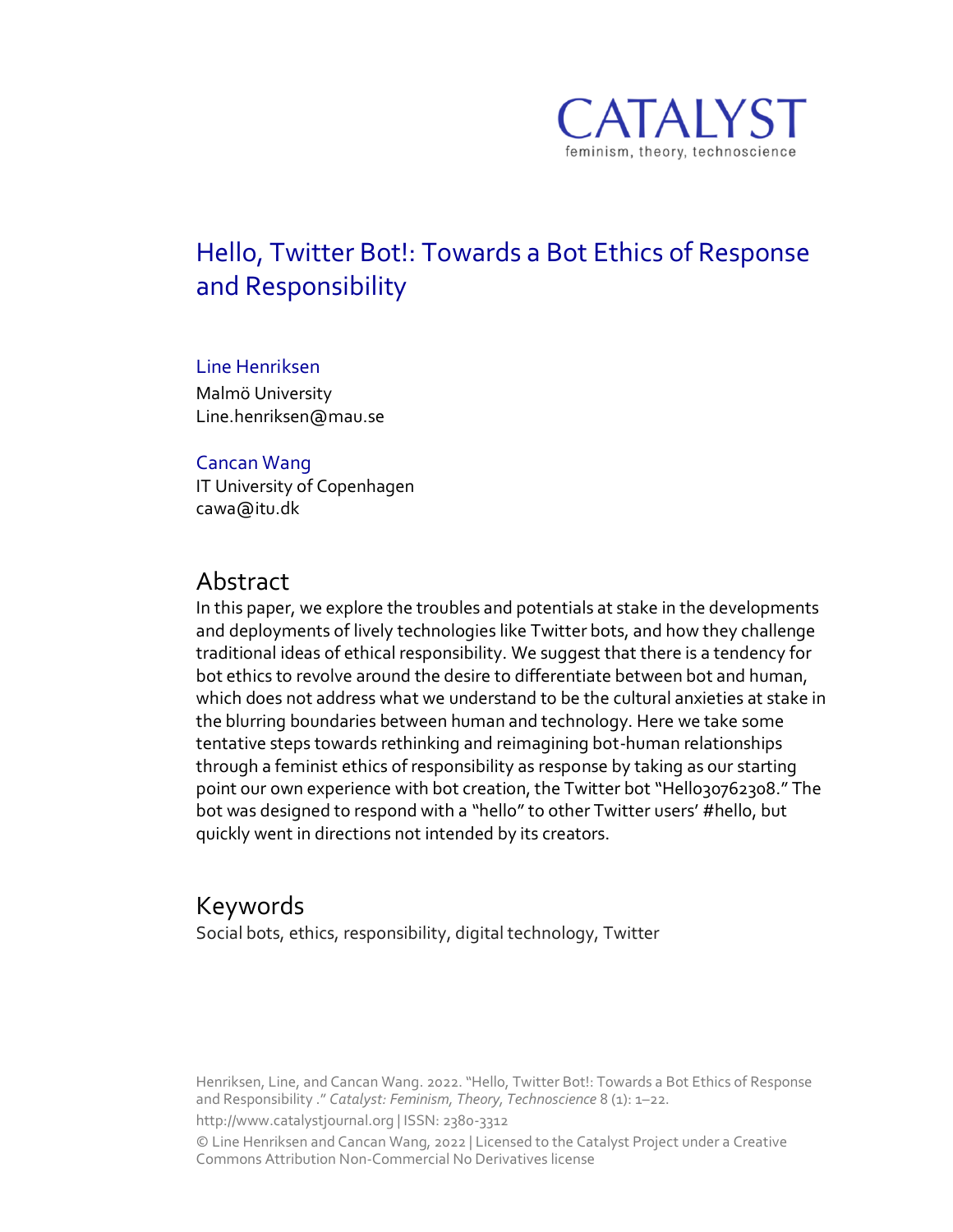CATALYST

feminism, theory, technoscience

# Hello, Twitter Bot!: Towards a Bot Ethics of Response and Responsibility

Line Henriksen
Malmö University
Line.henriksen@mau.se

Cancan Wang
IT University of Copenhagen
cawa@itu.dk

## Abstract

In this paper, we explore the troubles and potentials at stake in the developments and deployments of lively technologies like Twitter bots, and how they challenge traditional ideas of ethical responsibility. We suggest that there is a tendency for bot ethics to revolve around the desire to differentiate between bot and human, which does not address what we understand to be the cultural anxieties at stake in the blurring boundaries between human and technology. Here we take some tentative steps towards rethinking and reimagining bot-human relationships through a feminist ethics of responsibility as response by taking as our starting point our own experience with bot creation, the Twitter bot "Hello30762308." The bot was designed to respond with a "hello" to other Twitter users' #hello, but quickly went in directions not intended by its creators.

## Keywords

Social bots, ethics, responsibility, digital technology, Twitter

Henriksen, Line, and Cancan Wang. 2022. "Hello, Twitter Bot!: Towards a Bot Ethics of Response and Responsibility ." *Catalyst: Feminism, Theory, Technoscience* 8 (1): 1–22.

http://www.catalystjournal.org | ISSN: 2380-3312

© Line Henriksen and Cancan Wang, 2022 | Licensed to the Catalyst Project under a Creative Commons Attribution Non-Commercial No Derivatives license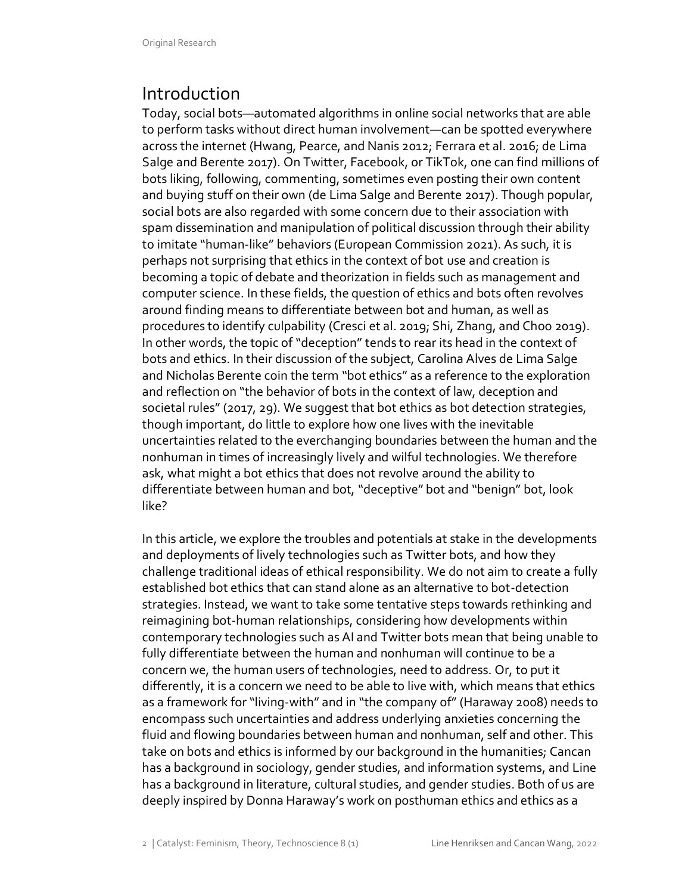## Introduction

Today, social bots—automated algorithms in online social networks that are able to perform tasks without direct human involvement—can be spotted everywhere across the internet (Hwang, Pearce, and Nanis 2012; Ferrara et al. 2016; de Lima Salge and Berente 2017). On Twitter, Facebook, or TikTok, one can find millions of bots liking, following, commenting, sometimes even posting their own content and buying stuff on their own (de Lima Salge and Berente 2017). Though popular, social bots are also regarded with some concern due to their association with spam dissemination and manipulation of political discussion through their ability to imitate "human-like" behaviors (European Commission 2021). As such, it is perhaps not surprising that ethics in the context of bot use and creation is becoming a topic of debate and theorization in fields such as management and computer science. In these fields, the question of ethics and bots often revolves around finding means to differentiate between bot and human, as well as procedures to identify culpability (Cresci et al. 2019; Shi, Zhang, and Choo 2019). In other words, the topic of "deception" tends to rear its head in the context of bots and ethics. In their discussion of the subject, Carolina Alves de Lima Salge and Nicholas Berente coin the term "bot ethics" as a reference to the exploration and reflection on "the behavior of bots in the context of law, deception and societal rules" (2017, 29). We suggest that bot ethics as bot detection strategies, though important, do little to explore how one lives with the inevitable uncertainties related to the everchanging boundaries between the human and the nonhuman in times of increasingly lively and wilful technologies. We therefore ask, what might a bot ethics that does not revolve around the ability to differentiate between human and bot, "deceptive" bot and "benign" bot, look like?

In this article, we explore the troubles and potentials at stake in the developments and deployments of lively technologies such as Twitter bots, and how they challenge traditional ideas of ethical responsibility. We do not aim to create a fully established bot ethics that can stand alone as an alternative to bot-detection strategies. Instead, we want to take some tentative steps towards rethinking and reimagining bot-human relationships, considering how developments within contemporary technologies such as AI and Twitter bots mean that being unable to fully differentiate between the human and nonhuman will continue to be a concern we, the human users of technologies, need to address. Or, to put it differently, it is a concern we need to be able to live with, which means that ethics as a framework for "living-with" and in "the company of" (Haraway 2008) needs to encompass such uncertainties and address underlying anxieties concerning the fluid and flowing boundaries between human and nonhuman, self and other. This take on bots and ethics is informed by our background in the humanities; Cancan has a background in sociology, gender studies, and information systems, and Line has a background in literature, cultural studies, and gender studies. Both of us are deeply inspired by Donna Haraway's work on posthuman ethics and ethics as a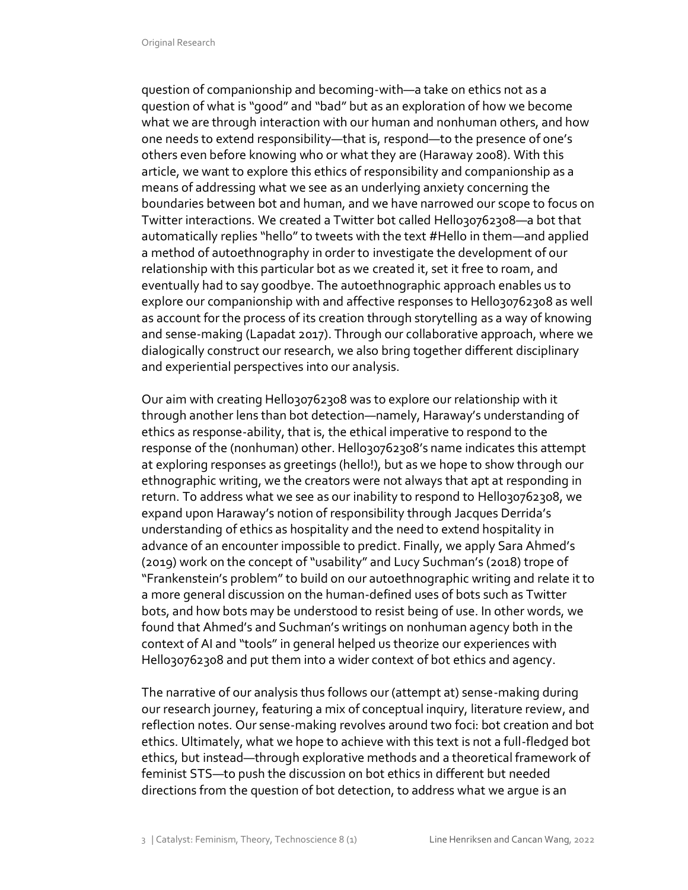question of companionship and becoming-with—a take on ethics not as a question of what is "good" and "bad" but as an exploration of how we become what we are through interaction with our human and nonhuman others, and how one needs to extend responsibility—that is, respond—to the presence of one's others even before knowing who or what they are (Haraway 2008). With this article, we want to explore this ethics of responsibility and companionship as a means of addressing what we see as an underlying anxiety concerning the boundaries between bot and human, and we have narrowed our scope to focus on Twitter interactions. We created a Twitter bot called Hello30762308—a bot that automatically replies "hello" to tweets with the text #Hello in them—and applied a method of autoethnography in order to investigate the development of our relationship with this particular bot as we created it, set it free to roam, and eventually had to say goodbye. The autoethnographic approach enables us to explore our companionship with and affective responses to Hello30762308 as well as account for the process of its creation through storytelling as a way of knowing and sense-making (Lapadat 2017). Through our collaborative approach, where we dialogically construct our research, we also bring together different disciplinary and experiential perspectives into our analysis.

Our aim with creating Hello30762308 was to explore our relationship with it through another lens than bot detection—namely, Haraway's understanding of ethics as response-ability, that is, the ethical imperative to respond to the response of the (nonhuman) other. Hello30762308's name indicates this attempt at exploring responses as greetings (hello!), but as we hope to show through our ethnographic writing, we the creators were not always that apt at responding in return. To address what we see as our inability to respond to Hello30762308, we expand upon Haraway's notion of responsibility through Jacques Derrida's understanding of ethics as hospitality and the need to extend hospitality in advance of an encounter impossible to predict. Finally, we apply Sara Ahmed's (2019) work on the concept of "usability" and Lucy Suchman's (2018) trope of "Frankenstein's problem" to build on our autoethnographic writing and relate it to a more general discussion on the human-defined uses of bots such as Twitter bots, and how bots may be understood to resist being of use. In other words, we found that Ahmed's and Suchman's writings on nonhuman agency both in the context of AI and "tools" in general helped us theorize our experiences with Hello30762308 and put them into a wider context of bot ethics and agency.

The narrative of our analysis thus follows our (attempt at) sense-making during our research journey, featuring a mix of conceptual inquiry, literature review, and reflection notes. Our sense-making revolves around two foci: bot creation and bot ethics. Ultimately, what we hope to achieve with this text is not a full-fledged bot ethics, but instead—through explorative methods and a theoretical framework of feminist STS—to push the discussion on bot ethics in different but needed directions from the question of bot detection, to address what we argue is an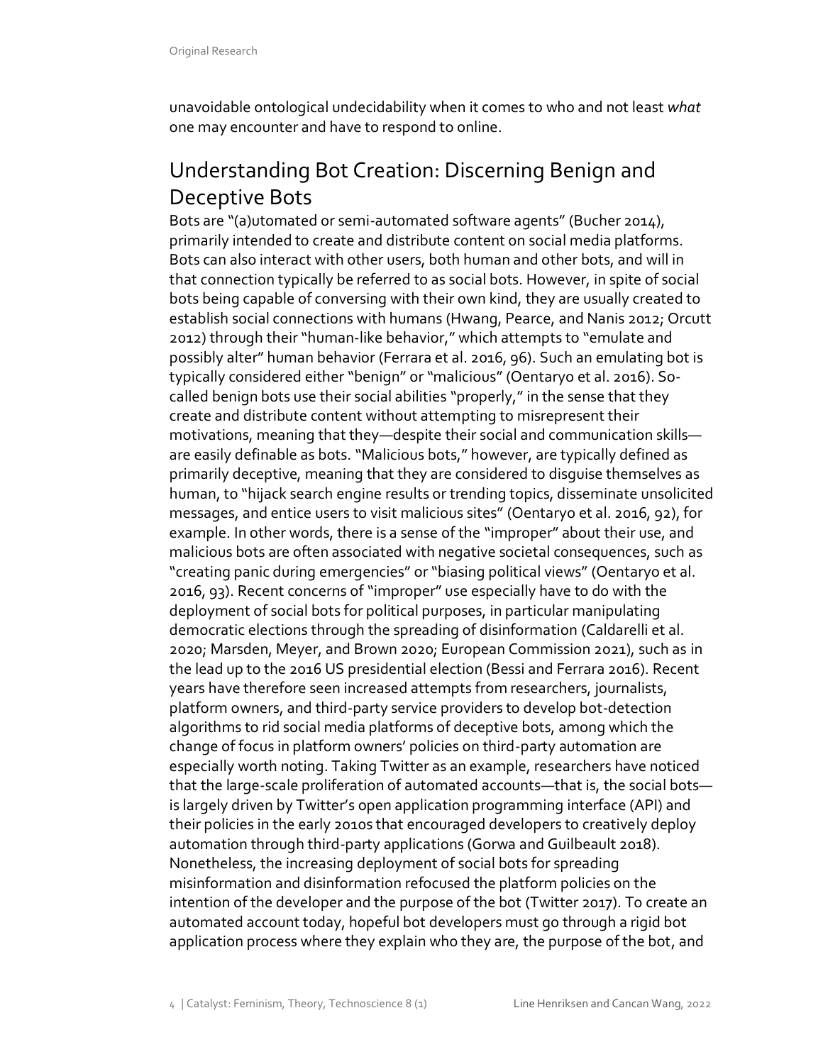unavoidable ontological undecidability when it comes to who and not least *what* one may encounter and have to respond to online.

## Understanding Bot Creation: Discerning Benign and Deceptive Bots

Bots are "(a)utomated or semi-automated software agents" (Bucher 2014), primarily intended to create and distribute content on social media platforms. Bots can also interact with other users, both human and other bots, and will in that connection typically be referred to as social bots. However, in spite of social bots being capable of conversing with their own kind, they are usually created to establish social connections with humans (Hwang, Pearce, and Nanis 2012; Orcutt 2012) through their "human-like behavior," which attempts to "emulate and possibly alter" human behavior (Ferrara et al. 2016, 96). Such an emulating bot is typically considered either "benign" or "malicious" (Oentaryo et al. 2016). So-called benign bots use their social abilities "properly," in the sense that they create and distribute content without attempting to misrepresent their motivations, meaning that they—despite their social and communication skills—are easily definable as bots. "Malicious bots," however, are typically defined as primarily deceptive, meaning that they are considered to disguise themselves as human, to "hijack search engine results or trending topics, disseminate unsolicited messages, and entice users to visit malicious sites" (Oentaryo et al. 2016, 92), for example. In other words, there is a sense of the "improper" about their use, and malicious bots are often associated with negative societal consequences, such as "creating panic during emergencies" or "biasing political views" (Oentaryo et al. 2016, 93). Recent concerns of "improper" use especially have to do with the deployment of social bots for political purposes, in particular manipulating democratic elections through the spreading of disinformation (Caldarelli et al. 2020; Marsden, Meyer, and Brown 2020; European Commission 2021), such as in the lead up to the 2016 US presidential election (Bessi and Ferrara 2016). Recent years have therefore seen increased attempts from researchers, journalists, platform owners, and third-party service providers to develop bot-detection algorithms to rid social media platforms of deceptive bots, among which the change of focus in platform owners' policies on third-party automation are especially worth noting. Taking Twitter as an example, researchers have noticed that the large-scale proliferation of automated accounts—that is, the social bots—is largely driven by Twitter's open application programming interface (API) and their policies in the early 2010s that encouraged developers to creatively deploy automation through third-party applications (Gorwa and Guilbeault 2018). Nonetheless, the increasing deployment of social bots for spreading misinformation and disinformation refocused the platform policies on the intention of the developer and the purpose of the bot (Twitter 2017). To create an automated account today, hopeful bot developers must go through a rigid bot application process where they explain who they are, the purpose of the bot, and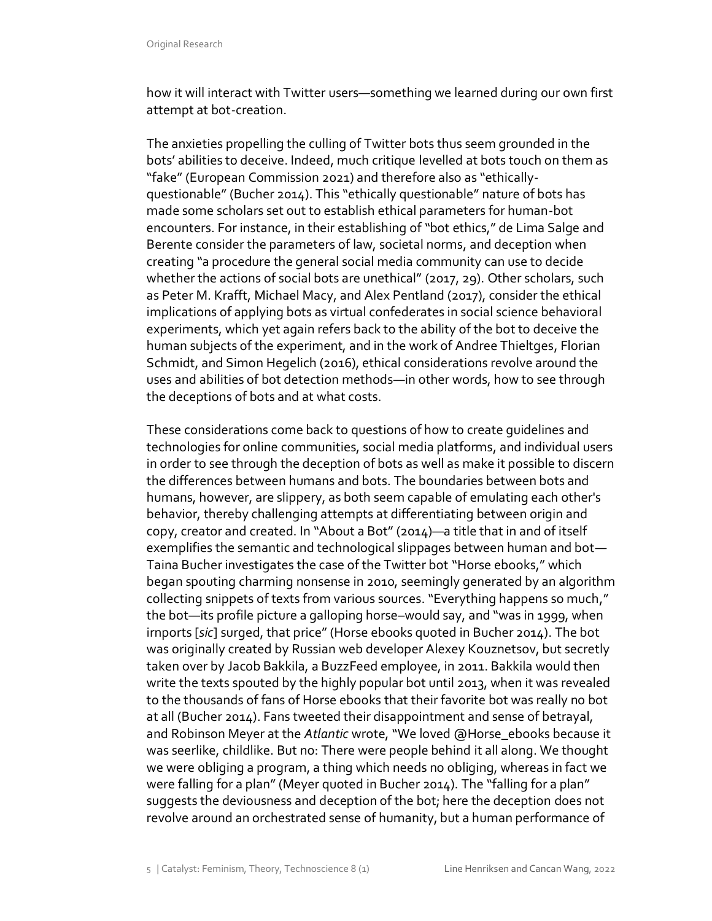how it will interact with Twitter users—something we learned during our own first attempt at bot-creation.

The anxieties propelling the culling of Twitter bots thus seem grounded in the bots' abilities to deceive. Indeed, much critique levelled at bots touch on them as "fake" (European Commission 2021) and therefore also as "ethically-questionable" (Bucher 2014). This "ethically questionable" nature of bots has made some scholars set out to establish ethical parameters for human-bot encounters. For instance, in their establishing of "bot ethics," de Lima Salge and Berente consider the parameters of law, societal norms, and deception when creating "a procedure the general social media community can use to decide whether the actions of social bots are unethical" (2017, 29). Other scholars, such as Peter M. Krafft, Michael Macy, and Alex Pentland (2017), consider the ethical implications of applying bots as virtual confederates in social science behavioral experiments, which yet again refers back to the ability of the bot to deceive the human subjects of the experiment, and in the work of Andree Thieltges, Florian Schmidt, and Simon Hegelich (2016), ethical considerations revolve around the uses and abilities of bot detection methods—in other words, how to see through the deceptions of bots and at what costs.

These considerations come back to questions of how to create guidelines and technologies for online communities, social media platforms, and individual users in order to see through the deception of bots as well as make it possible to discern the differences between humans and bots. The boundaries between bots and humans, however, are slippery, as both seem capable of emulating each other's behavior, thereby challenging attempts at differentiating between origin and copy, creator and created. In "About a Bot" (2014)—a title that in and of itself exemplifies the semantic and technological slippages between human and bot—Taina Bucher investigates the case of the Twitter bot "Horse ebooks," which began spouting charming nonsense in 2010, seemingly generated by an algorithm collecting snippets of texts from various sources. "Everything happens so much," the bot—its profile picture a galloping horse–would say, and "was in 1999, when irnports [*sic*] surged, that price" (Horse ebooks quoted in Bucher 2014). The bot was originally created by Russian web developer Alexey Kouznetsov, but secretly taken over by Jacob Bakkila, a BuzzFeed employee, in 2011. Bakkila would then write the texts spouted by the highly popular bot until 2013, when it was revealed to the thousands of fans of Horse ebooks that their favorite bot was really no bot at all (Bucher 2014). Fans tweeted their disappointment and sense of betrayal, and Robinson Meyer at the *Atlantic* wrote, "We loved @Horse_ebooks because it was seerlike, childlike. But no: There were people behind it all along. We thought we were obliging a program, a thing which needs no obliging, whereas in fact we were falling for a plan" (Meyer quoted in Bucher 2014). The "falling for a plan" suggests the deviousness and deception of the bot; here the deception does not revolve around an orchestrated sense of humanity, but a human performance of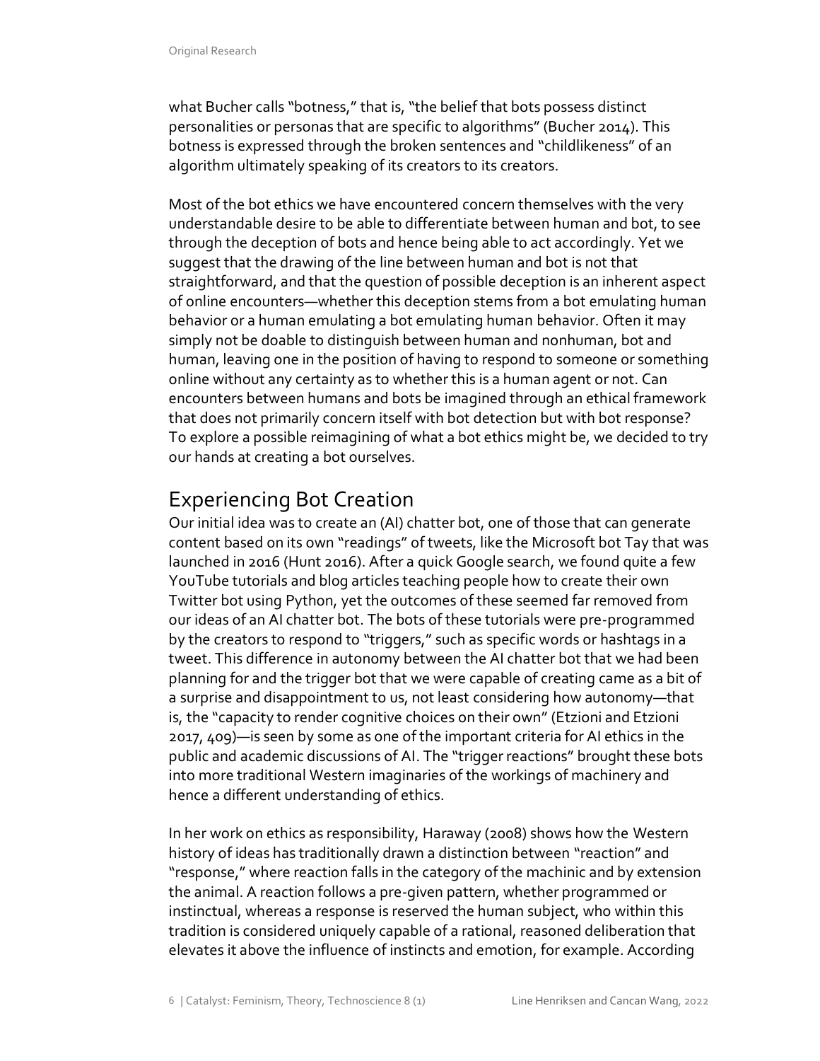what Bucher calls "botness," that is, "the belief that bots possess distinct personalities or personas that are specific to algorithms" (Bucher 2014). This botness is expressed through the broken sentences and "childlikeness" of an algorithm ultimately speaking of its creators to its creators.

Most of the bot ethics we have encountered concern themselves with the very understandable desire to be able to differentiate between human and bot, to see through the deception of bots and hence being able to act accordingly. Yet we suggest that the drawing of the line between human and bot is not that straightforward, and that the question of possible deception is an inherent aspect of online encounters—whether this deception stems from a bot emulating human behavior or a human emulating a bot emulating human behavior. Often it may simply not be doable to distinguish between human and nonhuman, bot and human, leaving one in the position of having to respond to someone or something online without any certainty as to whether this is a human agent or not. Can encounters between humans and bots be imagined through an ethical framework that does not primarily concern itself with bot detection but with bot response? To explore a possible reimagining of what a bot ethics might be, we decided to try our hands at creating a bot ourselves.

## Experiencing Bot Creation

Our initial idea was to create an (AI) chatter bot, one of those that can generate content based on its own "readings" of tweets, like the Microsoft bot Tay that was launched in 2016 (Hunt 2016). After a quick Google search, we found quite a few YouTube tutorials and blog articles teaching people how to create their own Twitter bot using Python, yet the outcomes of these seemed far removed from our ideas of an AI chatter bot. The bots of these tutorials were pre-programmed by the creators to respond to "triggers," such as specific words or hashtags in a tweet. This difference in autonomy between the AI chatter bot that we had been planning for and the trigger bot that we were capable of creating came as a bit of a surprise and disappointment to us, not least considering how autonomy—that is, the "capacity to render cognitive choices on their own" (Etzioni and Etzioni 2017, 409)—is seen by some as one of the important criteria for AI ethics in the public and academic discussions of AI. The "trigger reactions" brought these bots into more traditional Western imaginaries of the workings of machinery and hence a different understanding of ethics.

In her work on ethics as responsibility, Haraway (2008) shows how the Western history of ideas has traditionally drawn a distinction between "reaction" and "response," where reaction falls in the category of the machinic and by extension the animal. A reaction follows a pre-given pattern, whether programmed or instinctual, whereas a response is reserved the human subject, who within this tradition is considered uniquely capable of a rational, reasoned deliberation that elevates it above the influence of instincts and emotion, for example. According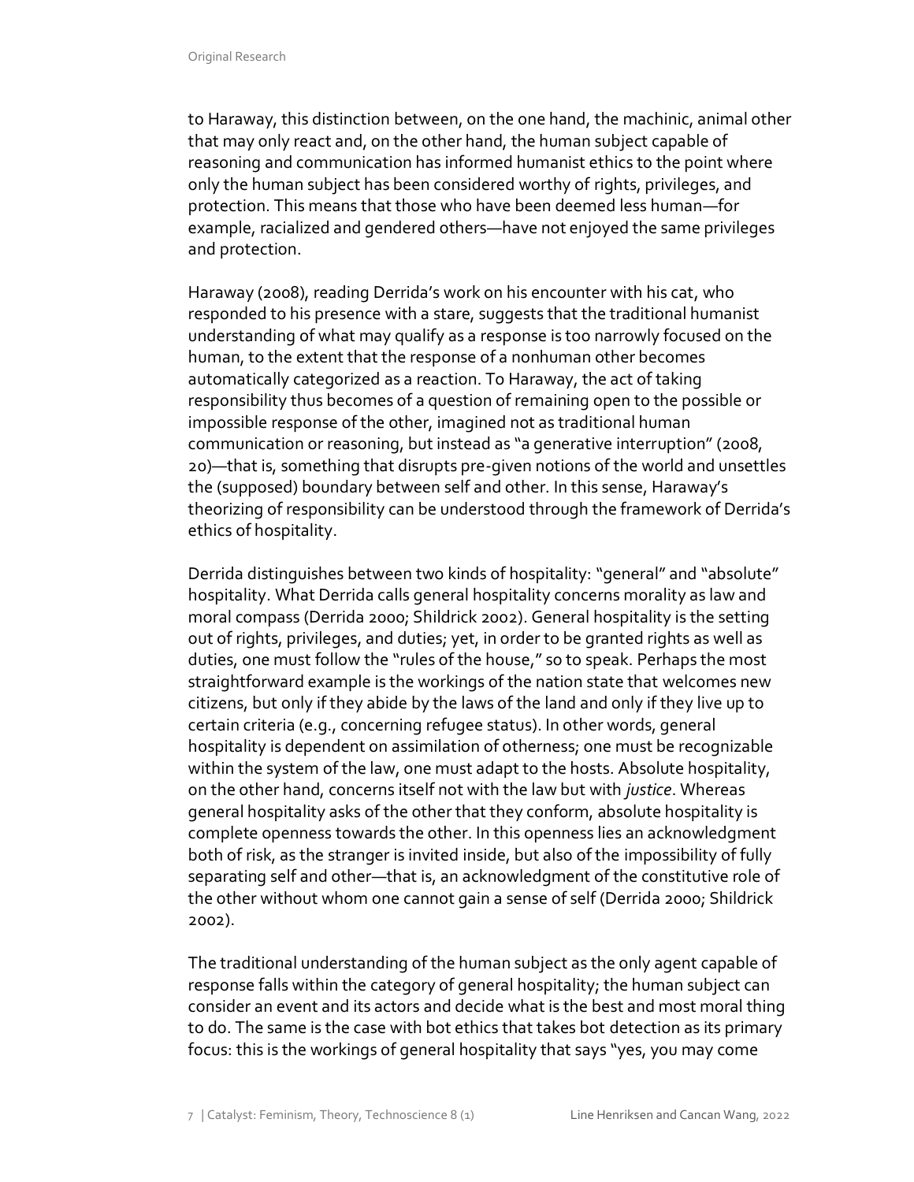to Haraway, this distinction between, on the one hand, the machinic, animal other that may only react and, on the other hand, the human subject capable of reasoning and communication has informed humanist ethics to the point where only the human subject has been considered worthy of rights, privileges, and protection. This means that those who have been deemed less human—for example, racialized and gendered others—have not enjoyed the same privileges and protection.

Haraway (2008), reading Derrida's work on his encounter with his cat, who responded to his presence with a stare, suggests that the traditional humanist understanding of what may qualify as a response is too narrowly focused on the human, to the extent that the response of a nonhuman other becomes automatically categorized as a reaction. To Haraway, the act of taking responsibility thus becomes of a question of remaining open to the possible or impossible response of the other, imagined not as traditional human communication or reasoning, but instead as "a generative interruption" (2008, 20)—that is, something that disrupts pre-given notions of the world and unsettles the (supposed) boundary between self and other. In this sense, Haraway's theorizing of responsibility can be understood through the framework of Derrida's ethics of hospitality.

Derrida distinguishes between two kinds of hospitality: "general" and "absolute" hospitality. What Derrida calls general hospitality concerns morality as law and moral compass (Derrida 2000; Shildrick 2002). General hospitality is the setting out of rights, privileges, and duties; yet, in order to be granted rights as well as duties, one must follow the "rules of the house," so to speak. Perhaps the most straightforward example is the workings of the nation state that welcomes new citizens, but only if they abide by the laws of the land and only if they live up to certain criteria (e.g., concerning refugee status). In other words, general hospitality is dependent on assimilation of otherness; one must be recognizable within the system of the law, one must adapt to the hosts. Absolute hospitality, on the other hand, concerns itself not with the law but with *justice*. Whereas general hospitality asks of the other that they conform, absolute hospitality is complete openness towards the other. In this openness lies an acknowledgment both of risk, as the stranger is invited inside, but also of the impossibility of fully separating self and other—that is, an acknowledgment of the constitutive role of the other without whom one cannot gain a sense of self (Derrida 2000; Shildrick 2002).

The traditional understanding of the human subject as the only agent capable of response falls within the category of general hospitality; the human subject can consider an event and its actors and decide what is the best and most moral thing to do. The same is the case with bot ethics that takes bot detection as its primary focus: this is the workings of general hospitality that says "yes, you may come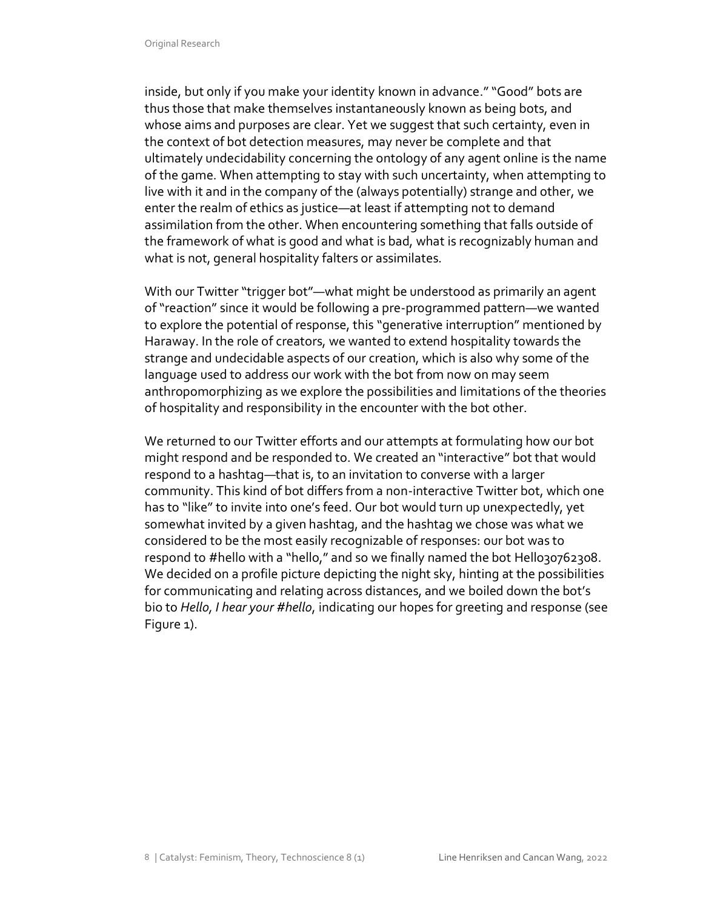inside, but only if you make your identity known in advance." "Good" bots are thus those that make themselves instantaneously known as being bots, and whose aims and purposes are clear. Yet we suggest that such certainty, even in the context of bot detection measures, may never be complete and that ultimately undecidability concerning the ontology of any agent online is the name of the game. When attempting to stay with such uncertainty, when attempting to live with it and in the company of the (always potentially) strange and other, we enter the realm of ethics as justice—at least if attempting not to demand assimilation from the other. When encountering something that falls outside of the framework of what is good and what is bad, what is recognizably human and what is not, general hospitality falters or assimilates.

With our Twitter "trigger bot"—what might be understood as primarily an agent of "reaction" since it would be following a pre-programmed pattern—we wanted to explore the potential of response, this "generative interruption" mentioned by Haraway. In the role of creators, we wanted to extend hospitality towards the strange and undecidable aspects of our creation, which is also why some of the language used to address our work with the bot from now on may seem anthropomorphizing as we explore the possibilities and limitations of the theories of hospitality and responsibility in the encounter with the bot other.

We returned to our Twitter efforts and our attempts at formulating how our bot might respond and be responded to. We created an "interactive" bot that would respond to a hashtag—that is, to an invitation to converse with a larger community. This kind of bot differs from a non-interactive Twitter bot, which one has to "like" to invite into one's feed. Our bot would turn up unexpectedly, yet somewhat invited by a given hashtag, and the hashtag we chose was what we considered to be the most easily recognizable of responses: our bot was to respond to #hello with a "hello," and so we finally named the bot Hello30762308. We decided on a profile picture depicting the night sky, hinting at the possibilities for communicating and relating across distances, and we boiled down the bot's bio to *Hello, I hear your #hello*, indicating our hopes for greeting and response (see Figure 1).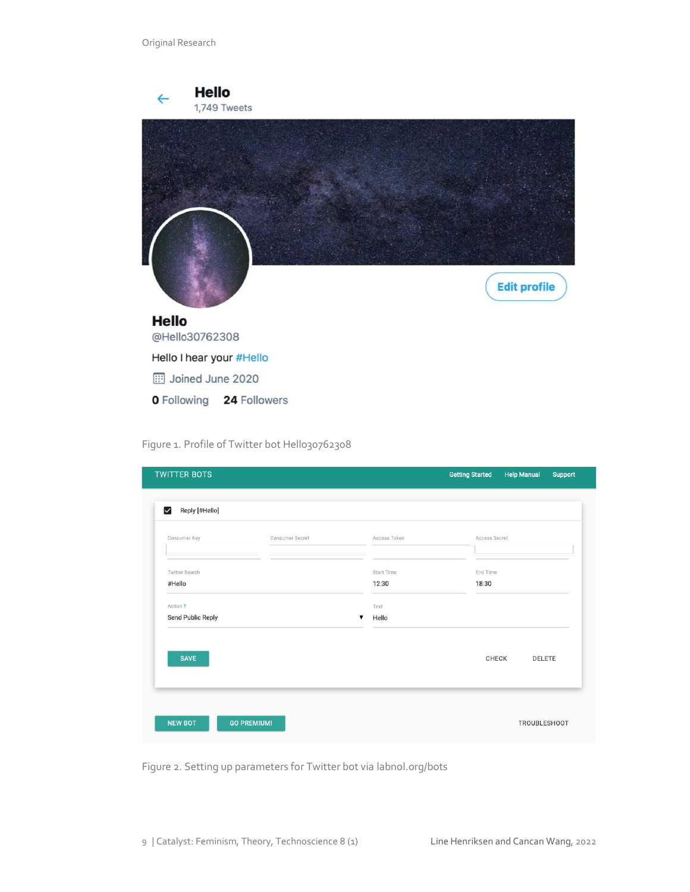Figure 1. Profile of Twitter bot Hello30762308

Figure 2. Setting up parameters for Twitter bot via labnol.org/bots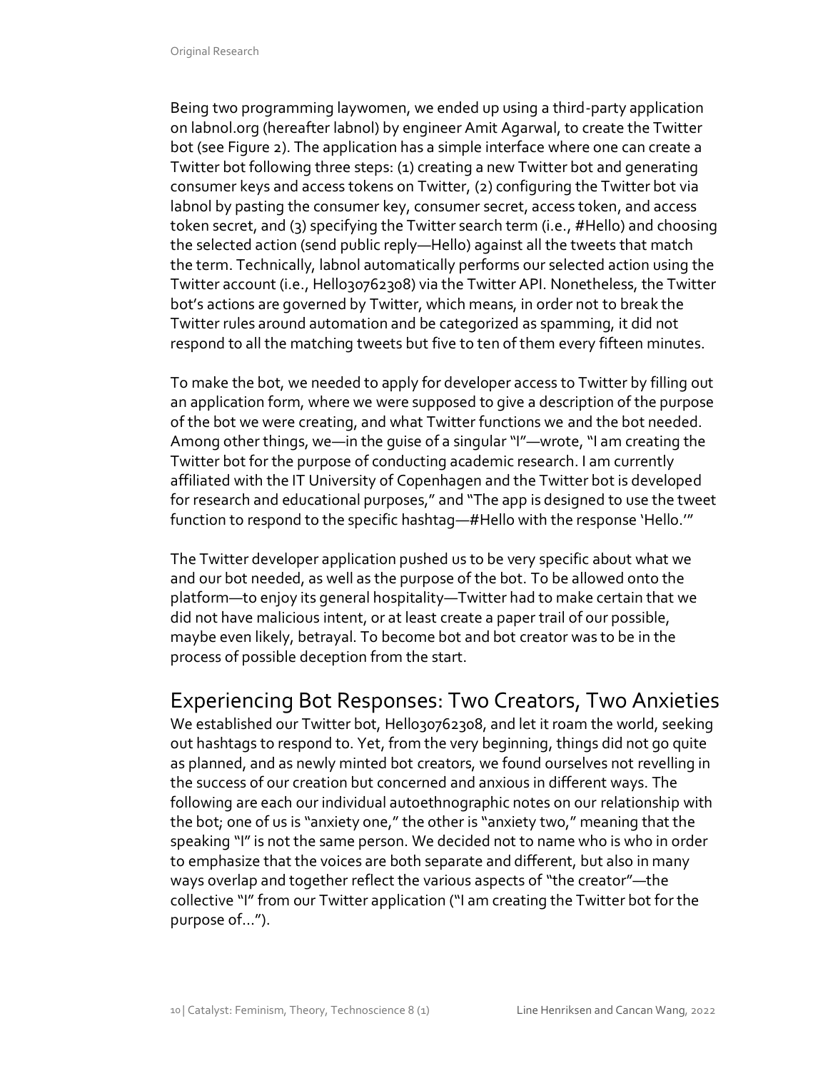Being two programming laywomen, we ended up using a third-party application on labnol.org (hereafter labnol) by engineer Amit Agarwal, to create the Twitter bot (see Figure 2). The application has a simple interface where one can create a Twitter bot following three steps: (1) creating a new Twitter bot and generating consumer keys and access tokens on Twitter, (2) configuring the Twitter bot via labnol by pasting the consumer key, consumer secret, access token, and access token secret, and (3) specifying the Twitter search term (i.e., #Hello) and choosing the selected action (send public reply—Hello) against all the tweets that match the term. Technically, labnol automatically performs our selected action using the Twitter account (i.e., Hello30762308) via the Twitter API. Nonetheless, the Twitter bot's actions are governed by Twitter, which means, in order not to break the Twitter rules around automation and be categorized as spamming, it did not respond to all the matching tweets but five to ten of them every fifteen minutes.

To make the bot, we needed to apply for developer access to Twitter by filling out an application form, where we were supposed to give a description of the purpose of the bot we were creating, and what Twitter functions we and the bot needed. Among other things, we—in the guise of a singular "I"—wrote, "I am creating the Twitter bot for the purpose of conducting academic research. I am currently affiliated with the IT University of Copenhagen and the Twitter bot is developed for research and educational purposes," and "The app is designed to use the tweet function to respond to the specific hashtag—#Hello with the response 'Hello.'"

The Twitter developer application pushed us to be very specific about what we and our bot needed, as well as the purpose of the bot. To be allowed onto the platform—to enjoy its general hospitality—Twitter had to make certain that we did not have malicious intent, or at least create a paper trail of our possible, maybe even likely, betrayal. To become bot and bot creator was to be in the process of possible deception from the start.

## Experiencing Bot Responses: Two Creators, Two Anxieties

We established our Twitter bot, Hello30762308, and let it roam the world, seeking out hashtags to respond to. Yet, from the very beginning, things did not go quite as planned, and as newly minted bot creators, we found ourselves not revelling in the success of our creation but concerned and anxious in different ways. The following are each our individual autoethnographic notes on our relationship with the bot; one of us is "anxiety one," the other is "anxiety two," meaning that the speaking "I" is not the same person. We decided not to name who is who in order to emphasize that the voices are both separate and different, but also in many ways overlap and together reflect the various aspects of "the creator"—the collective "I" from our Twitter application ("I am creating the Twitter bot for the purpose of…").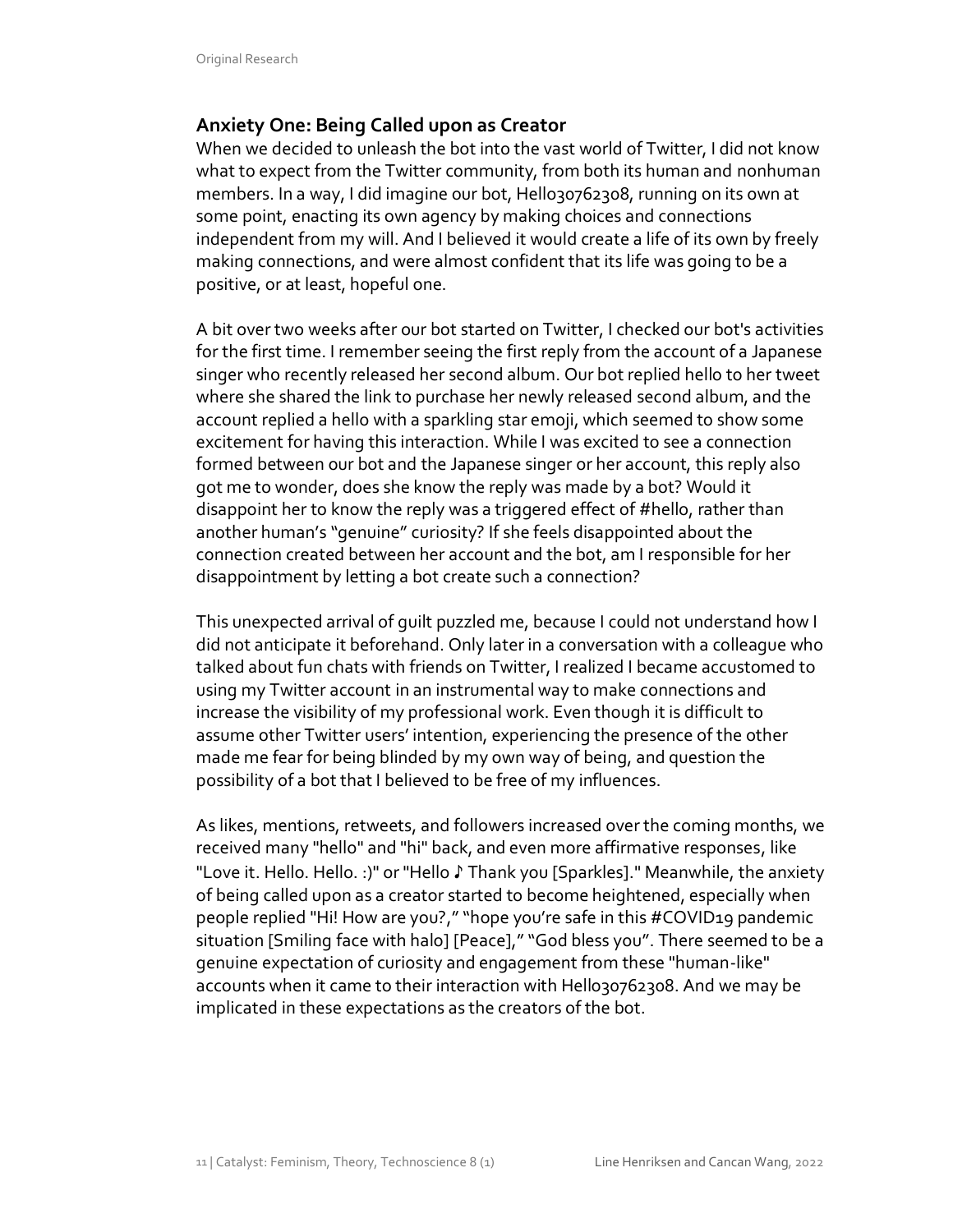## Anxiety One: Being Called upon as Creator

When we decided to unleash the bot into the vast world of Twitter, I did not know what to expect from the Twitter community, from both its human and nonhuman members. In a way, I did imagine our bot, Hello30762308, running on its own at some point, enacting its own agency by making choices and connections independent from my will. And I believed it would create a life of its own by freely making connections, and were almost confident that its life was going to be a positive, or at least, hopeful one.

A bit over two weeks after our bot started on Twitter, I checked our bot's activities for the first time. I remember seeing the first reply from the account of a Japanese singer who recently released her second album. Our bot replied hello to her tweet where she shared the link to purchase her newly released second album, and the account replied a hello with a sparkling star emoji, which seemed to show some excitement for having this interaction. While I was excited to see a connection formed between our bot and the Japanese singer or her account, this reply also got me to wonder, does she know the reply was made by a bot? Would it disappoint her to know the reply was a triggered effect of #hello, rather than another human's "genuine" curiosity? If she feels disappointed about the connection created between her account and the bot, am I responsible for her disappointment by letting a bot create such a connection?

This unexpected arrival of guilt puzzled me, because I could not understand how I did not anticipate it beforehand. Only later in a conversation with a colleague who talked about fun chats with friends on Twitter, I realized I became accustomed to using my Twitter account in an instrumental way to make connections and increase the visibility of my professional work. Even though it is difficult to assume other Twitter users' intention, experiencing the presence of the other made me fear for being blinded by my own way of being, and question the possibility of a bot that I believed to be free of my influences.

As likes, mentions, retweets, and followers increased over the coming months, we received many "hello" and "hi" back, and even more affirmative responses, like "Love it. Hello. Hello. :)" or "Hello ♪ Thank you [Sparkles]." Meanwhile, the anxiety of being called upon as a creator started to become heightened, especially when people replied "Hi! How are you?," "hope you're safe in this #COVID19 pandemic situation [Smiling face with halo] [Peace]," "God bless you". There seemed to be a genuine expectation of curiosity and engagement from these "human-like" accounts when it came to their interaction with Hello30762308. And we may be implicated in these expectations as the creators of the bot.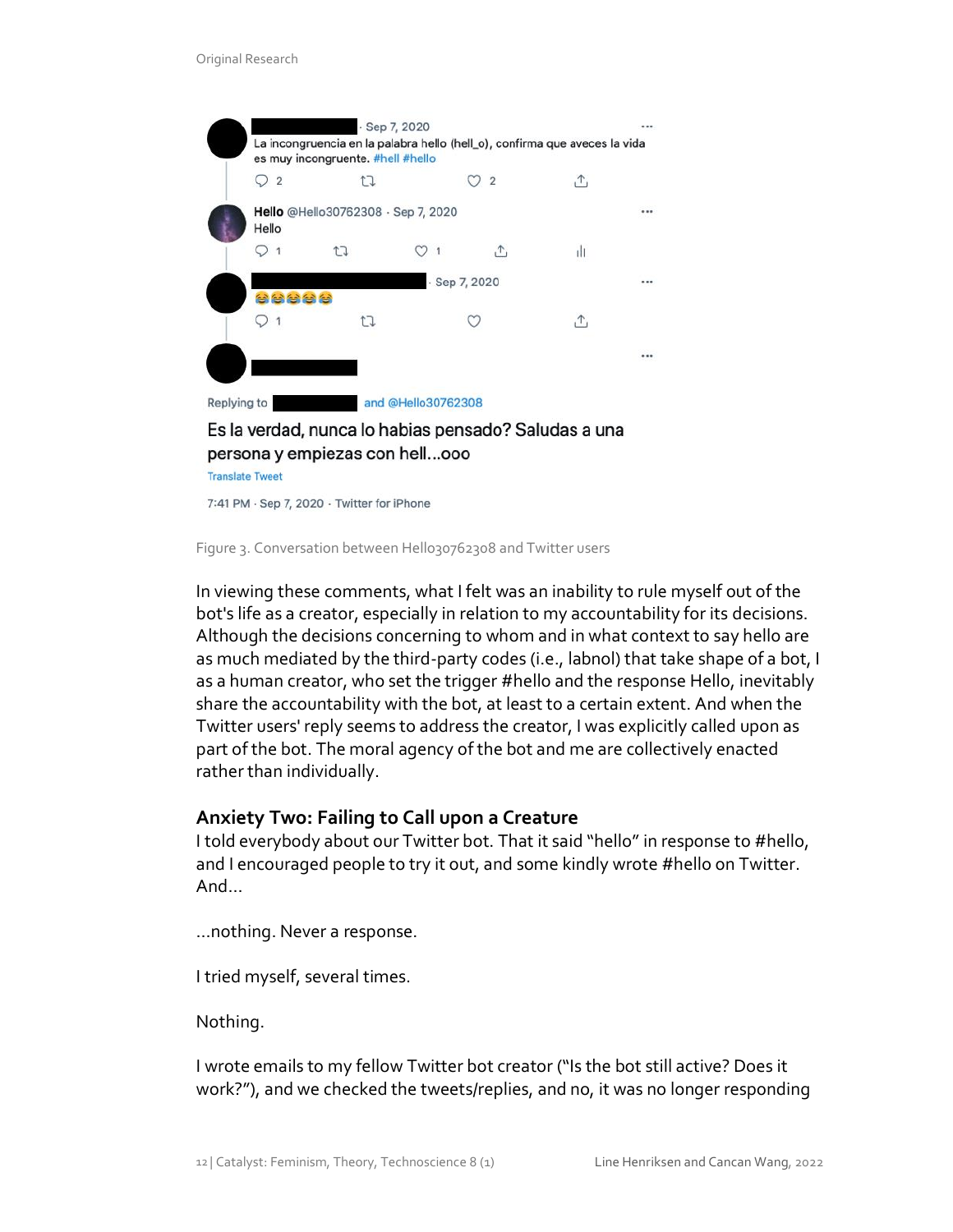Figure 3. Conversation between Hello30762308 and Twitter users

In viewing these comments, what I felt was an inability to rule myself out of the bot's life as a creator, especially in relation to my accountability for its decisions. Although the decisions concerning to whom and in what context to say hello are as much mediated by the third-party codes (i.e., labnol) that take shape of a bot, I as a human creator, who set the trigger #hello and the response Hello, inevitably share the accountability with the bot, at least to a certain extent. And when the Twitter users' reply seems to address the creator, I was explicitly called upon as part of the bot. The moral agency of the bot and me are collectively enacted rather than individually.

### Anxiety Two: Failing to Call upon a Creature

I told everybody about our Twitter bot. That it said "hello" in response to #hello, and I encouraged people to try it out, and some kindly wrote #hello on Twitter. And...

...nothing. Never a response.

I tried myself, several times.

Nothing.

I wrote emails to my fellow Twitter bot creator ("Is the bot still active? Does it work?"), and we checked the tweets/replies, and no, it was no longer responding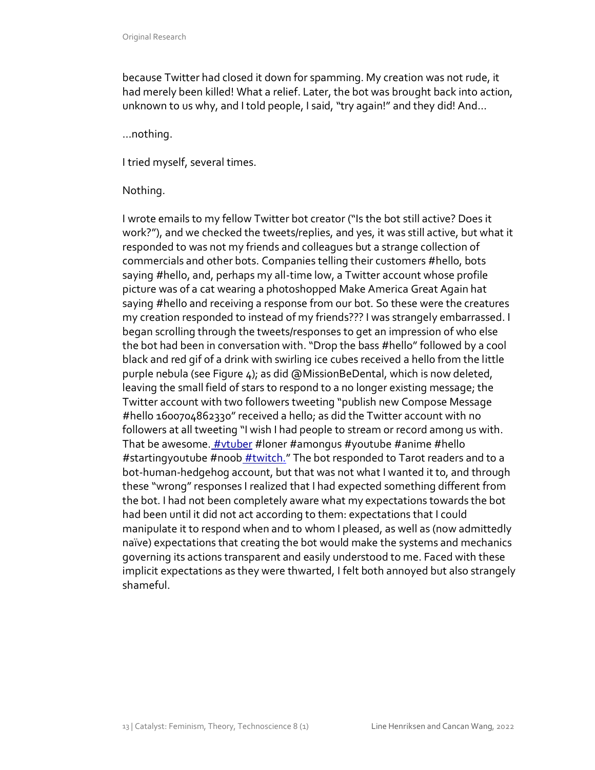because Twitter had closed it down for spamming. My creation was not rude, it had merely been killed! What a relief. Later, the bot was brought back into action, unknown to us why, and I told people, I said, "try again!" and they did! And…

…nothing.

I tried myself, several times.

Nothing.

I wrote emails to my fellow Twitter bot creator ("Is the bot still active? Does it work?"), and we checked the tweets/replies, and yes, it was still active, but what it responded to was not my friends and colleagues but a strange collection of commercials and other bots. Companies telling their customers #hello, bots saying #hello, and, perhaps my all-time low, a Twitter account whose profile picture was of a cat wearing a photoshopped Make America Great Again hat saying #hello and receiving a response from our bot. So these were the creatures my creation responded to instead of my friends??? I was strangely embarrassed. I began scrolling through the tweets/responses to get an impression of who else the bot had been in conversation with. "Drop the bass #hello" followed by a cool black and red gif of a drink with swirling ice cubes received a hello from the little purple nebula (see Figure 4); as did @MissionBeDental, which is now deleted, leaving the small field of stars to respond to a no longer existing message; the Twitter account with two followers tweeting "publish new Compose Message #hello 1600704862330" received a hello; as did the Twitter account with no followers at all tweeting "I wish I had people to stream or record among us with. That be awesome. #vtuber #loner #amongus #youtube #anime #hello #startingyoutube #noob #twitch." The bot responded to Tarot readers and to a bot-human-hedgehog account, but that was not what I wanted it to, and through these "wrong" responses I realized that I had expected something different from the bot. I had not been completely aware what my expectations towards the bot had been until it did not act according to them: expectations that I could manipulate it to respond when and to whom I pleased, as well as (now admittedly naïve) expectations that creating the bot would make the systems and mechanics governing its actions transparent and easily understood to me. Faced with these implicit expectations as they were thwarted, I felt both annoyed but also strangely shameful.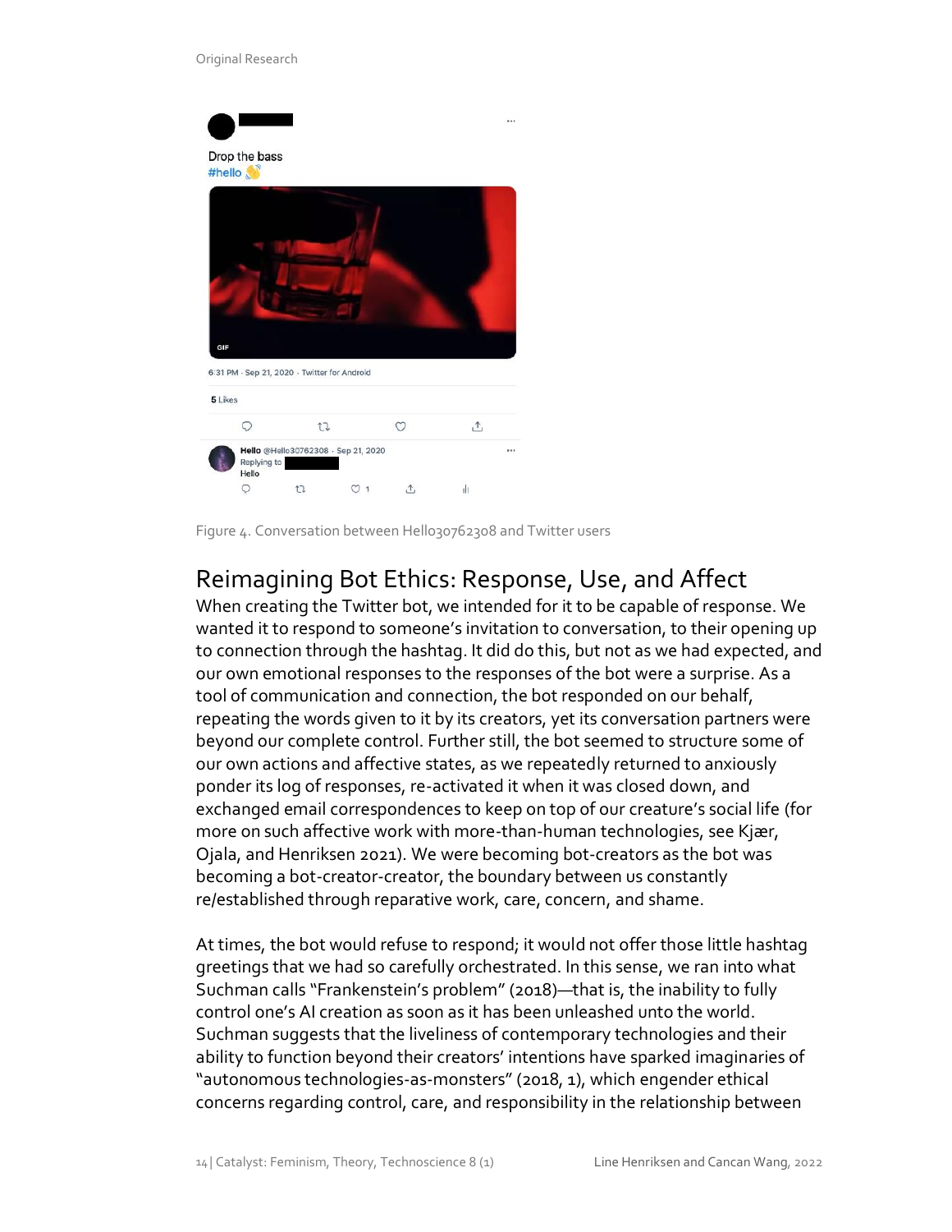Figure 4. Conversation between Hello30762308 and Twitter users

## Reimagining Bot Ethics: Response, Use, and Affect

When creating the Twitter bot, we intended for it to be capable of response. We wanted it to respond to someone's invitation to conversation, to their opening up to connection through the hashtag. It did do this, but not as we had expected, and our own emotional responses to the responses of the bot were a surprise. As a tool of communication and connection, the bot responded on our behalf, repeating the words given to it by its creators, yet its conversation partners were beyond our complete control. Further still, the bot seemed to structure some of our own actions and affective states, as we repeatedly returned to anxiously ponder its log of responses, re-activated it when it was closed down, and exchanged email correspondences to keep on top of our creature's social life (for more on such affective work with more-than-human technologies, see Kjær, Ojala, and Henriksen 2021). We were becoming bot-creators as the bot was becoming a bot-creator-creator, the boundary between us constantly re/established through reparative work, care, concern, and shame.

At times, the bot would refuse to respond; it would not offer those little hashtag greetings that we had so carefully orchestrated. In this sense, we ran into what Suchman calls "Frankenstein's problem" (2018)—that is, the inability to fully control one's AI creation as soon as it has been unleashed unto the world. Suchman suggests that the liveliness of contemporary technologies and their ability to function beyond their creators' intentions have sparked imaginaries of "autonomous technologies-as-monsters" (2018, 1), which engender ethical concerns regarding control, care, and responsibility in the relationship between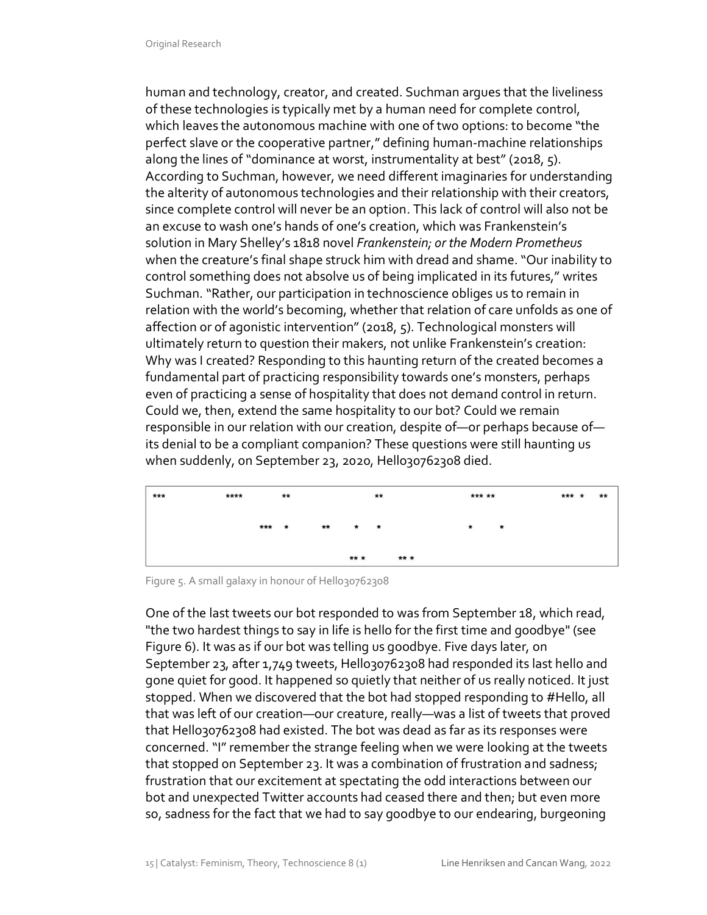human and technology, creator, and created. Suchman argues that the liveliness of these technologies is typically met by a human need for complete control, which leaves the autonomous machine with one of two options: to become "the perfect slave or the cooperative partner," defining human-machine relationships along the lines of "dominance at worst, instrumentality at best" (2018, 5). According to Suchman, however, we need different imaginaries for understanding the alterity of autonomous technologies and their relationship with their creators, since complete control will never be an option. This lack of control will also not be an excuse to wash one's hands of one's creation, which was Frankenstein's solution in Mary Shelley's 1818 novel *Frankenstein; or the Modern Prometheus* when the creature's final shape struck him with dread and shame. "Our inability to control something does not absolve us of being implicated in its futures," writes Suchman. "Rather, our participation in technoscience obliges us to remain in relation with the world's becoming, whether that relation of care unfolds as one of affection or of agonistic intervention" (2018, 5). Technological monsters will ultimately return to question their makers, not unlike Frankenstein's creation: Why was I created? Responding to this haunting return of the created becomes a fundamental part of practicing responsibility towards one's monsters, perhaps even of practicing a sense of hospitality that does not demand control in return. Could we, then, extend the same hospitality to our bot? Could we remain responsible in our relation with our creation, despite of—or perhaps because of—its denial to be a compliant companion? These questions were still haunting us when suddenly, on September 23, 2020, Hello30762308 died.

```
***          ****      **              **             *** **           ***  *    **

                  ***  *     **    *   *              *    *

                               ** *     ** *
```

Figure 5. A small galaxy in honour of Hello30762308

One of the last tweets our bot responded to was from September 18, which read, "the two hardest things to say in life is hello for the first time and goodbye" (see Figure 6). It was as if our bot was telling us goodbye. Five days later, on September 23, after 1,749 tweets, Hello30762308 had responded its last hello and gone quiet for good. It happened so quietly that neither of us really noticed. It just stopped. When we discovered that the bot had stopped responding to #Hello, all that was left of our creation—our creature, really—was a list of tweets that proved that Hello30762308 had existed. The bot was dead as far as its responses were concerned. "I" remember the strange feeling when we were looking at the tweets that stopped on September 23. It was a combination of frustration and sadness; frustration that our excitement at spectating the odd interactions between our bot and unexpected Twitter accounts had ceased there and then; but even more so, sadness for the fact that we had to say goodbye to our endearing, burgeoning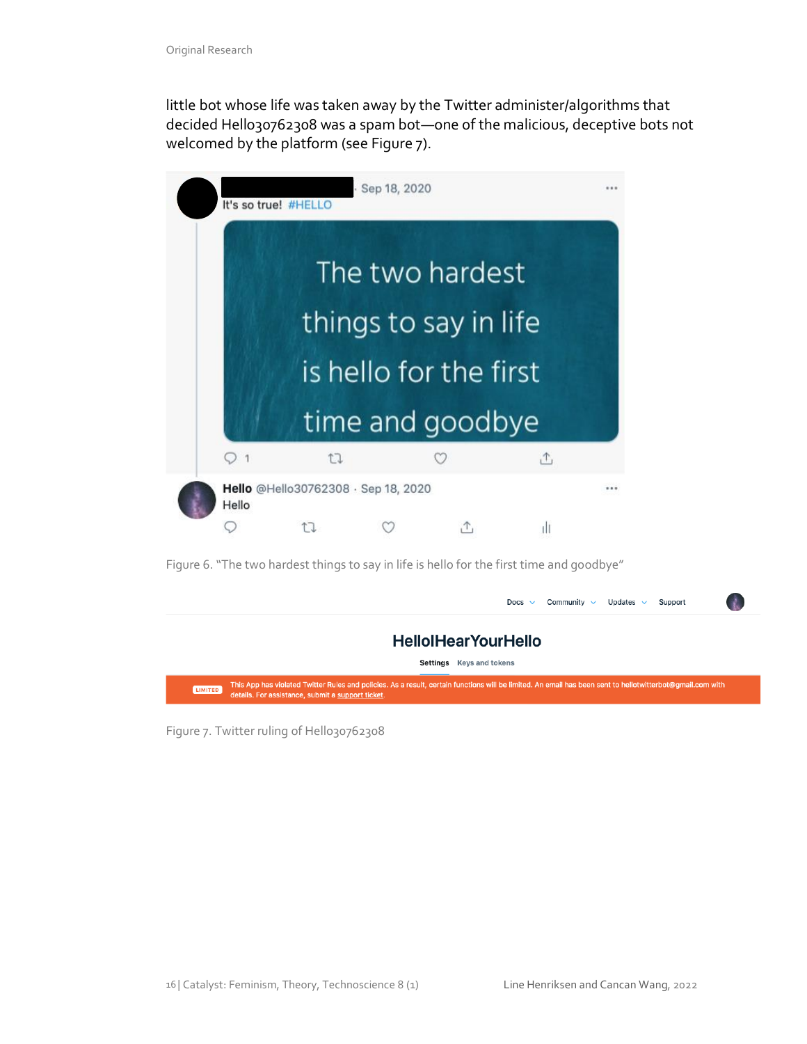little bot whose life was taken away by the Twitter administer/algorithms that decided Hello30762308 was a spam bot—one of the malicious, deceptive bots not welcomed by the platform (see Figure 7).

Figure 6. "The two hardest things to say in life is hello for the first time and goodbye"

Figure 7. Twitter ruling of Hello30762308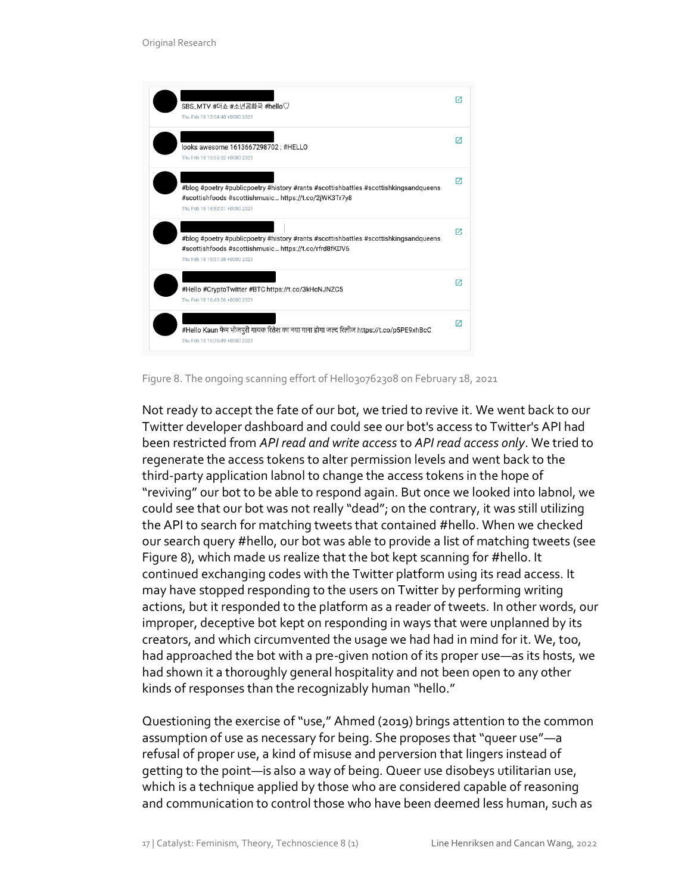Figure 8. The ongoing scanning effort of Hello30762308 on February 18, 2021

Not ready to accept the fate of our bot, we tried to revive it. We went back to our Twitter developer dashboard and could see our bot's access to Twitter's API had been restricted from *API read and write access* to *API read access only*. We tried to regenerate the access tokens to alter permission levels and went back to the third-party application labnol to change the access tokens in the hope of "reviving" our bot to be able to respond again. But once we looked into labnol, we could see that our bot was not really "dead"; on the contrary, it was still utilizing the API to search for matching tweets that contained #hello. When we checked our search query #hello, our bot was able to provide a list of matching tweets (see Figure 8), which made us realize that the bot kept scanning for #hello. It continued exchanging codes with the Twitter platform using its read access. It may have stopped responding to the users on Twitter by performing writing actions, but it responded to the platform as a reader of tweets. In other words, our improper, deceptive bot kept on responding in ways that were unplanned by its creators, and which circumvented the usage we had had in mind for it. We, too, had approached the bot with a pre-given notion of its proper use—as its hosts, we had shown it a thoroughly general hospitality and not been open to any other kinds of responses than the recognizably human "hello."

Questioning the exercise of "use," Ahmed (2019) brings attention to the common assumption of use as necessary for being. She proposes that "queer use"—a refusal of proper use, a kind of misuse and perversion that lingers instead of getting to the point—is also a way of being. Queer use disobeys utilitarian use, which is a technique applied by those who are considered capable of reasoning and communication to control those who have been deemed less human, such as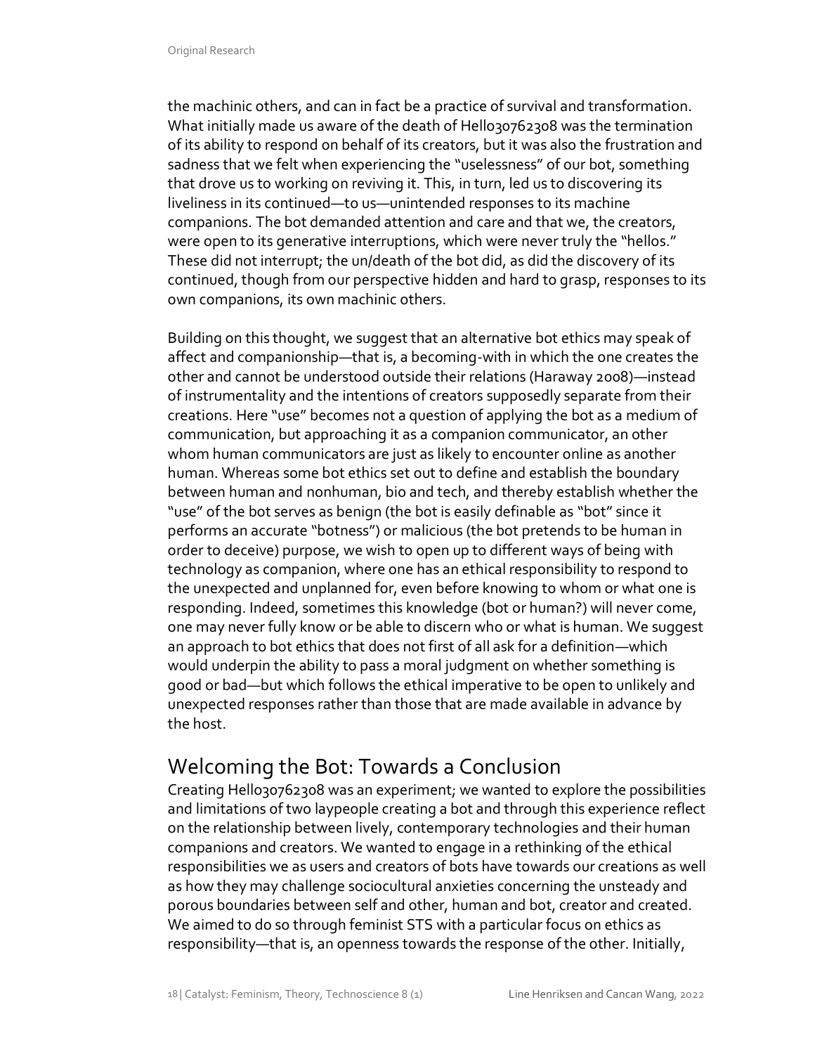the machinic others, and can in fact be a practice of survival and transformation. What initially made us aware of the death of Hello30762308 was the termination of its ability to respond on behalf of its creators, but it was also the frustration and sadness that we felt when experiencing the "uselessness" of our bot, something that drove us to working on reviving it. This, in turn, led us to discovering its liveliness in its continued—to us—unintended responses to its machine companions. The bot demanded attention and care and that we, the creators, were open to its generative interruptions, which were never truly the "hellos." These did not interrupt; the un/death of the bot did, as did the discovery of its continued, though from our perspective hidden and hard to grasp, responses to its own companions, its own machinic others.

Building on this thought, we suggest that an alternative bot ethics may speak of affect and companionship—that is, a becoming-with in which the one creates the other and cannot be understood outside their relations (Haraway 2008)—instead of instrumentality and the intentions of creators supposedly separate from their creations. Here "use" becomes not a question of applying the bot as a medium of communication, but approaching it as a companion communicator, an other whom human communicators are just as likely to encounter online as another human. Whereas some bot ethics set out to define and establish the boundary between human and nonhuman, bio and tech, and thereby establish whether the "use" of the bot serves as benign (the bot is easily definable as "bot" since it performs an accurate "botness") or malicious (the bot pretends to be human in order to deceive) purpose, we wish to open up to different ways of being with technology as companion, where one has an ethical responsibility to respond to the unexpected and unplanned for, even before knowing to whom or what one is responding. Indeed, sometimes this knowledge (bot or human?) will never come, one may never fully know or be able to discern who or what is human. We suggest an approach to bot ethics that does not first of all ask for a definition—which would underpin the ability to pass a moral judgment on whether something is good or bad—but which follows the ethical imperative to be open to unlikely and unexpected responses rather than those that are made available in advance by the host.

## Welcoming the Bot: Towards a Conclusion

Creating Hello30762308 was an experiment; we wanted to explore the possibilities and limitations of two laypeople creating a bot and through this experience reflect on the relationship between lively, contemporary technologies and their human companions and creators. We wanted to engage in a rethinking of the ethical responsibilities we as users and creators of bots have towards our creations as well as how they may challenge sociocultural anxieties concerning the unsteady and porous boundaries between self and other, human and bot, creator and created. We aimed to do so through feminist STS with a particular focus on ethics as responsibility—that is, an openness towards the response of the other. Initially,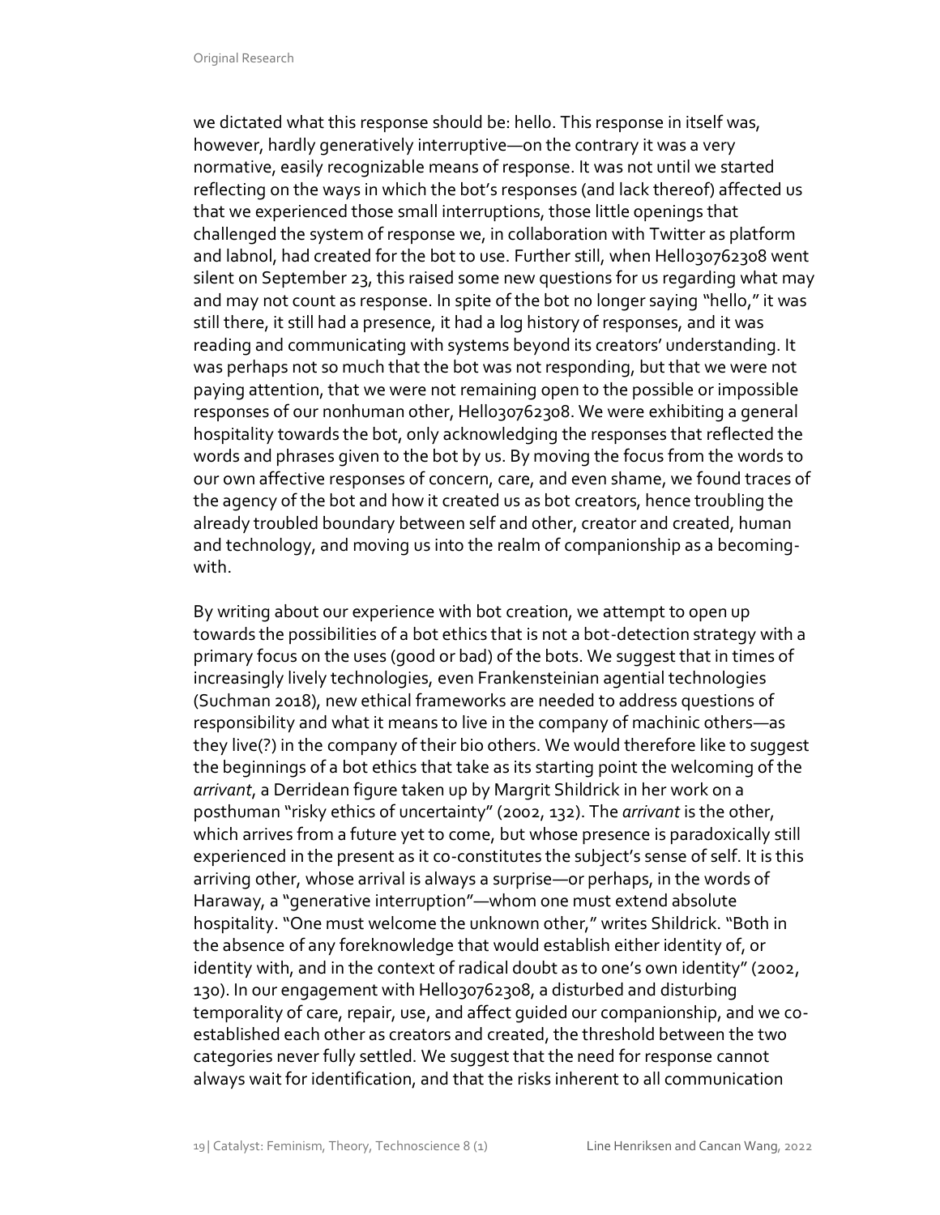we dictated what this response should be: hello. This response in itself was, however, hardly generatively interruptive—on the contrary it was a very normative, easily recognizable means of response. It was not until we started reflecting on the ways in which the bot's responses (and lack thereof) affected us that we experienced those small interruptions, those little openings that challenged the system of response we, in collaboration with Twitter as platform and labnol, had created for the bot to use. Further still, when Hello30762308 went silent on September 23, this raised some new questions for us regarding what may and may not count as response. In spite of the bot no longer saying "hello," it was still there, it still had a presence, it had a log history of responses, and it was reading and communicating with systems beyond its creators' understanding. It was perhaps not so much that the bot was not responding, but that we were not paying attention, that we were not remaining open to the possible or impossible responses of our nonhuman other, Hello30762308. We were exhibiting a general hospitality towards the bot, only acknowledging the responses that reflected the words and phrases given to the bot by us. By moving the focus from the words to our own affective responses of concern, care, and even shame, we found traces of the agency of the bot and how it created us as bot creators, hence troubling the already troubled boundary between self and other, creator and created, human and technology, and moving us into the realm of companionship as a becoming-with.

By writing about our experience with bot creation, we attempt to open up towards the possibilities of a bot ethics that is not a bot-detection strategy with a primary focus on the uses (good or bad) of the bots. We suggest that in times of increasingly lively technologies, even Frankensteinian agential technologies (Suchman 2018), new ethical frameworks are needed to address questions of responsibility and what it means to live in the company of machinic others—as they live(?) in the company of their bio others. We would therefore like to suggest the beginnings of a bot ethics that take as its starting point the welcoming of the *arrivant*, a Derridean figure taken up by Margrit Shildrick in her work on a posthuman "risky ethics of uncertainty" (2002, 132). The *arrivant* is the other, which arrives from a future yet to come, but whose presence is paradoxically still experienced in the present as it co-constitutes the subject's sense of self. It is this arriving other, whose arrival is always a surprise—or perhaps, in the words of Haraway, a "generative interruption"—whom one must extend absolute hospitality. "One must welcome the unknown other," writes Shildrick. "Both in the absence of any foreknowledge that would establish either identity of, or identity with, and in the context of radical doubt as to one's own identity" (2002, 130). In our engagement with Hello30762308, a disturbed and disturbing temporality of care, repair, use, and affect guided our companionship, and we co-established each other as creators and created, the threshold between the two categories never fully settled. We suggest that the need for response cannot always wait for identification, and that the risks inherent to all communication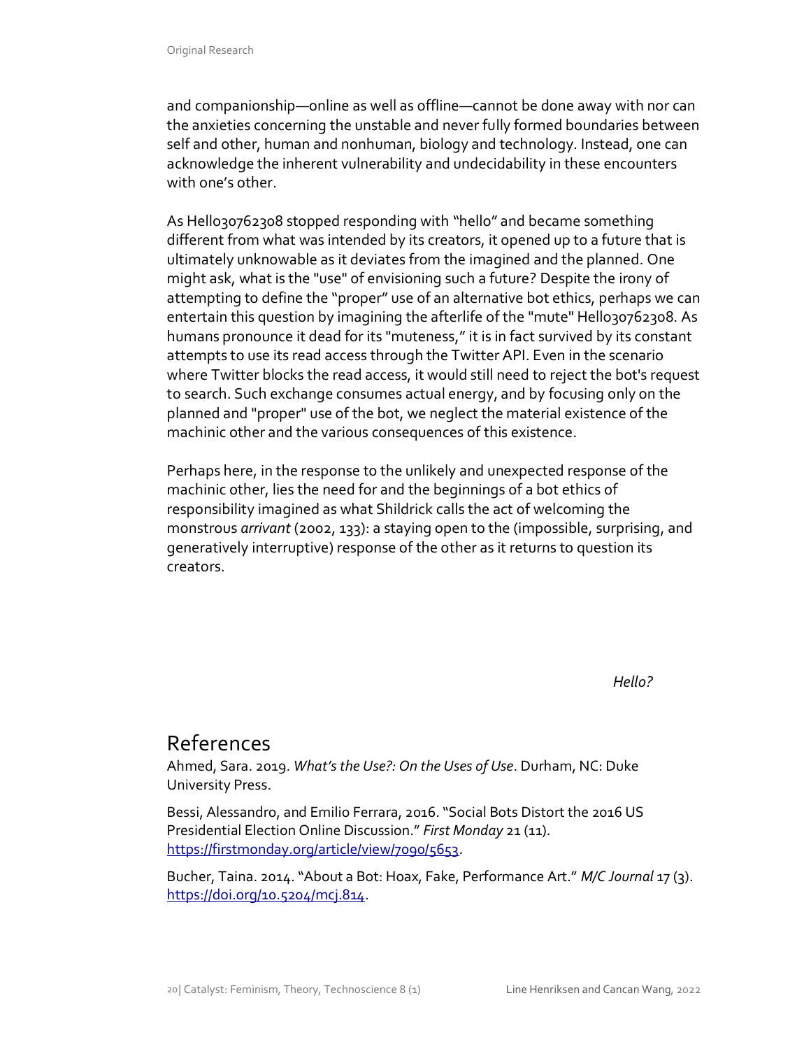and companionship—online as well as offline—cannot be done away with nor can the anxieties concerning the unstable and never fully formed boundaries between self and other, human and nonhuman, biology and technology. Instead, one can acknowledge the inherent vulnerability and undecidability in these encounters with one's other.

As Hello30762308 stopped responding with "hello" and became something different from what was intended by its creators, it opened up to a future that is ultimately unknowable as it deviates from the imagined and the planned. One might ask, what is the "use" of envisioning such a future? Despite the irony of attempting to define the "proper" use of an alternative bot ethics, perhaps we can entertain this question by imagining the afterlife of the "mute" Hello30762308. As humans pronounce it dead for its "muteness," it is in fact survived by its constant attempts to use its read access through the Twitter API. Even in the scenario where Twitter blocks the read access, it would still need to reject the bot's request to search. Such exchange consumes actual energy, and by focusing only on the planned and "proper" use of the bot, we neglect the material existence of the machinic other and the various consequences of this existence.

Perhaps here, in the response to the unlikely and unexpected response of the machinic other, lies the need for and the beginnings of a bot ethics of responsibility imagined as what Shildrick calls the act of welcoming the monstrous *arrivant* (2002, 133): a staying open to the (impossible, surprising, and generatively interruptive) response of the other as it returns to question its creators.

*Hello?*

## References

Ahmed, Sara. 2019. *What's the Use?: On the Uses of Use*. Durham, NC: Duke University Press.

Bessi, Alessandro, and Emilio Ferrara, 2016. "Social Bots Distort the 2016 US Presidential Election Online Discussion." *First Monday* 21 (11). https://firstmonday.org/article/view/7090/5653.

Bucher, Taina. 2014. "About a Bot: Hoax, Fake, Performance Art." *M/C Journal* 17 (3). https://doi.org/10.5204/mcj.814.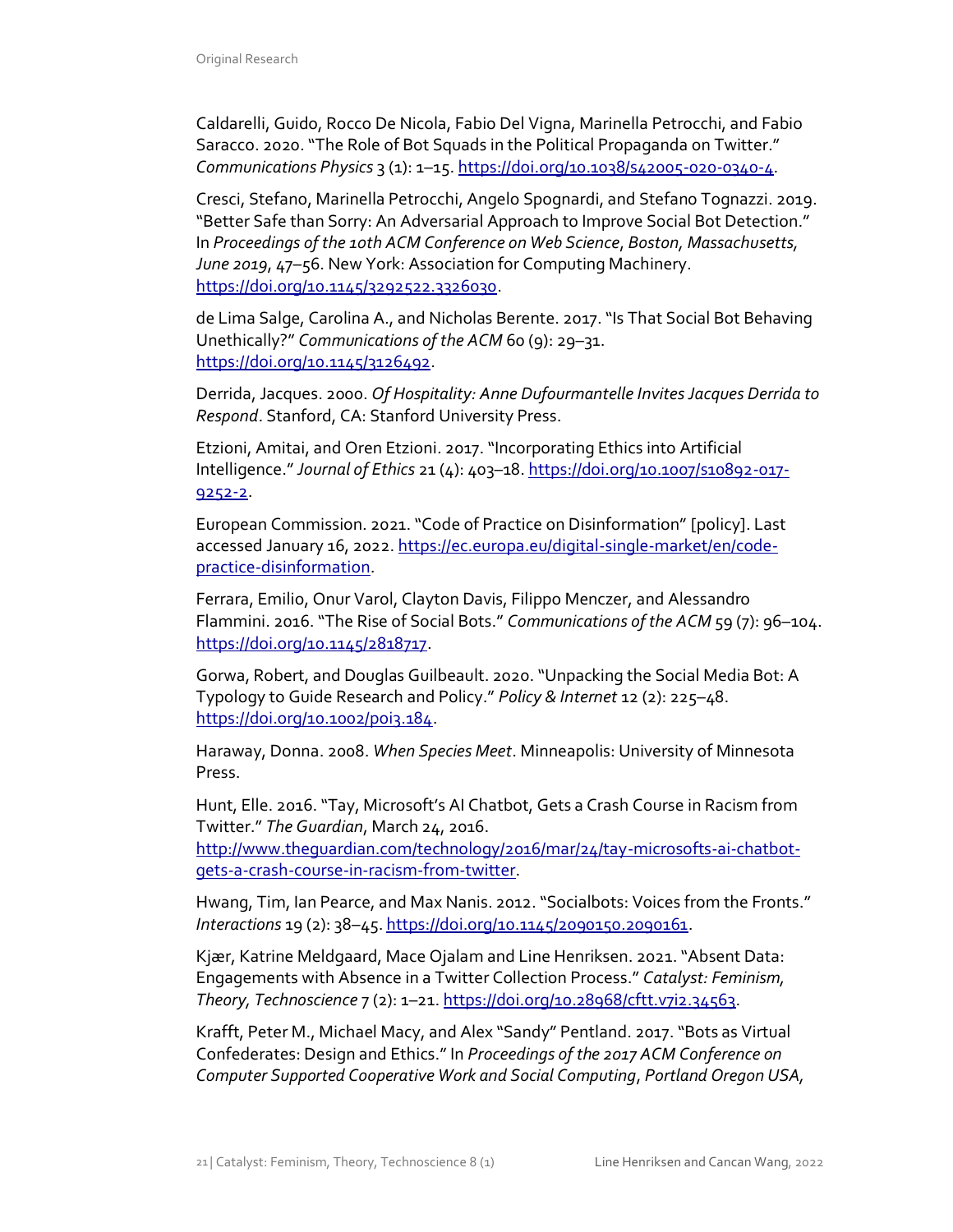Caldarelli, Guido, Rocco De Nicola, Fabio Del Vigna, Marinella Petrocchi, and Fabio Saracco. 2020. "The Role of Bot Squads in the Political Propaganda on Twitter." *Communications Physics* 3 (1): 1–15. https://doi.org/10.1038/s42005-020-0340-4.

Cresci, Stefano, Marinella Petrocchi, Angelo Spognardi, and Stefano Tognazzi. 2019. "Better Safe than Sorry: An Adversarial Approach to Improve Social Bot Detection." In *Proceedings of the 10th ACM Conference on Web Science*, *Boston, Massachusetts, June 2019*, 47–56. New York: Association for Computing Machinery. https://doi.org/10.1145/3292522.3326030.

de Lima Salge, Carolina A., and Nicholas Berente. 2017. "Is That Social Bot Behaving Unethically?" *Communications of the ACM* 60 (9): 29–31. https://doi.org/10.1145/3126492.

Derrida, Jacques. 2000. *Of Hospitality: Anne Dufourmantelle Invites Jacques Derrida to Respond*. Stanford, CA: Stanford University Press.

Etzioni, Amitai, and Oren Etzioni. 2017. "Incorporating Ethics into Artificial Intelligence." *Journal of Ethics* 21 (4): 403–18. https://doi.org/10.1007/s10892-017-9252-2.

European Commission. 2021. "Code of Practice on Disinformation" [policy]. Last accessed January 16, 2022. https://ec.europa.eu/digital-single-market/en/code-practice-disinformation.

Ferrara, Emilio, Onur Varol, Clayton Davis, Filippo Menczer, and Alessandro Flammini. 2016. "The Rise of Social Bots." *Communications of the ACM* 59 (7): 96–104. https://doi.org/10.1145/2818717.

Gorwa, Robert, and Douglas Guilbeault. 2020. "Unpacking the Social Media Bot: A Typology to Guide Research and Policy." *Policy & Internet* 12 (2): 225–48. https://doi.org/10.1002/poi3.184.

Haraway, Donna. 2008. *When Species Meet*. Minneapolis: University of Minnesota Press.

Hunt, Elle. 2016. "Tay, Microsoft's AI Chatbot, Gets a Crash Course in Racism from Twitter." *The Guardian*, March 24, 2016. http://www.theguardian.com/technology/2016/mar/24/tay-microsofts-ai-chatbot-gets-a-crash-course-in-racism-from-twitter.

Hwang, Tim, Ian Pearce, and Max Nanis. 2012. "Socialbots: Voices from the Fronts." *Interactions* 19 (2): 38–45. https://doi.org/10.1145/2090150.2090161.

Kjær, Katrine Meldgaard, Mace Ojalam and Line Henriksen. 2021. "Absent Data: Engagements with Absence in a Twitter Collection Process." *Catalyst: Feminism, Theory, Technoscience* 7 (2): 1–21. https://doi.org/10.28968/cftt.v7i2.34563.

Krafft, Peter M., Michael Macy, and Alex "Sandy" Pentland. 2017. "Bots as Virtual Confederates: Design and Ethics." In *Proceedings of the 2017 ACM Conference on Computer Supported Cooperative Work and Social Computing*, *Portland Oregon USA,*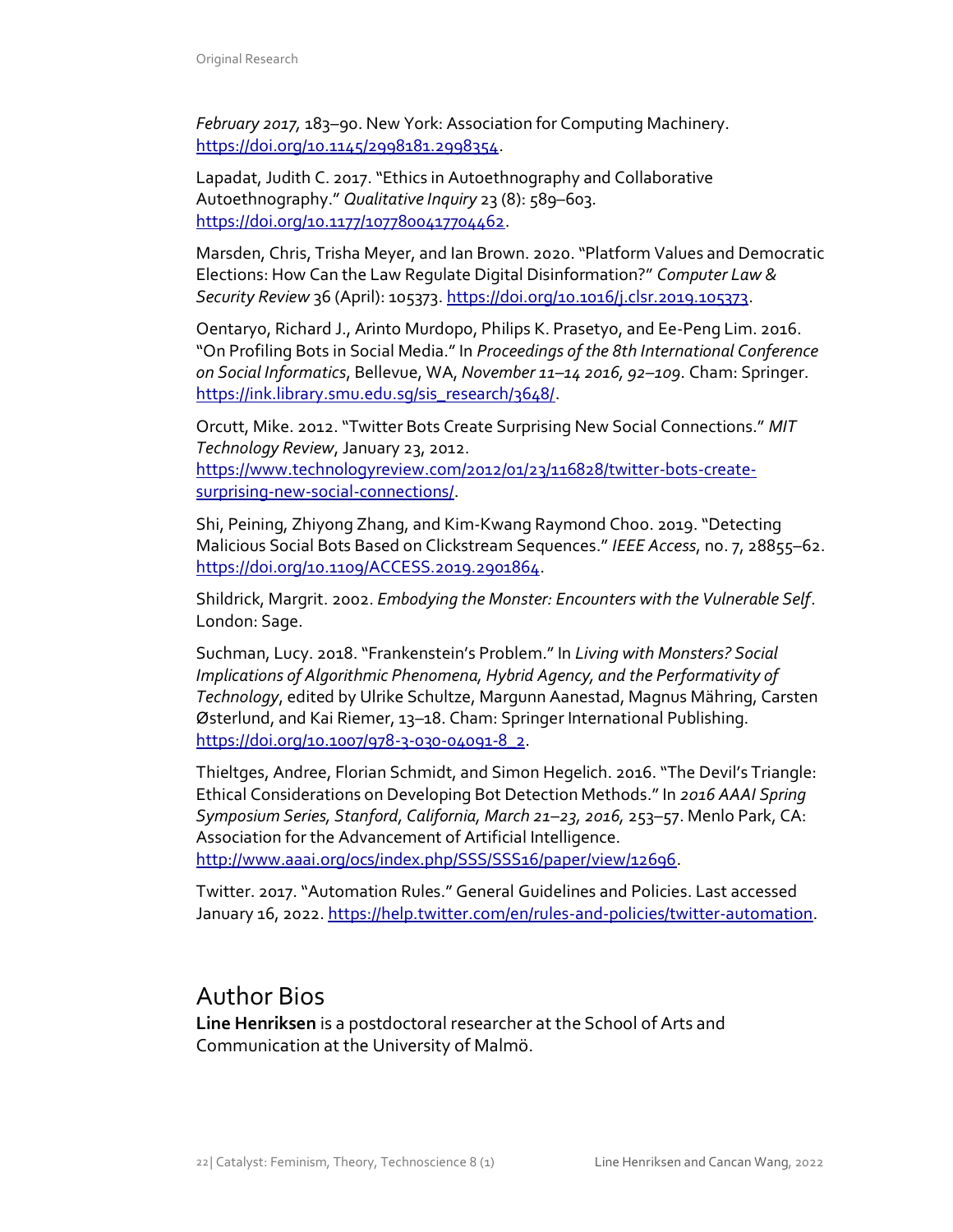*February 2017*, 183–90. New York: Association for Computing Machinery. https://doi.org/10.1145/2998181.2998354.

Lapadat, Judith C. 2017. "Ethics in Autoethnography and Collaborative Autoethnography." *Qualitative Inquiry* 23 (8): 589–603. https://doi.org/10.1177/1077800417704462.

Marsden, Chris, Trisha Meyer, and Ian Brown. 2020. "Platform Values and Democratic Elections: How Can the Law Regulate Digital Disinformation?" *Computer Law & Security Review* 36 (April): 105373. https://doi.org/10.1016/j.clsr.2019.105373.

Oentaryo, Richard J., Arinto Murdopo, Philips K. Prasetyo, and Ee-Peng Lim. 2016. "On Profiling Bots in Social Media." In *Proceedings of the 8th International Conference on Social Informatics*, Bellevue, WA, *November 11–14 2016, 92–109*. Cham: Springer. https://ink.library.smu.edu.sg/sis_research/3648/.

Orcutt, Mike. 2012. "Twitter Bots Create Surprising New Social Connections." *MIT Technology Review*, January 23, 2012. https://www.technologyreview.com/2012/01/23/116828/twitter-bots-create-surprising-new-social-connections/.

Shi, Peining, Zhiyong Zhang, and Kim-Kwang Raymond Choo. 2019. "Detecting Malicious Social Bots Based on Clickstream Sequences." *IEEE Access*, no. 7, 28855–62. https://doi.org/10.1109/ACCESS.2019.2901864.

Shildrick, Margrit. 2002. *Embodying the Monster: Encounters with the Vulnerable Self*. London: Sage.

Suchman, Lucy. 2018. "Frankenstein's Problem." In *Living with Monsters? Social Implications of Algorithmic Phenomena, Hybrid Agency, and the Performativity of Technology*, edited by Ulrike Schultze, Margunn Aanestad, Magnus Mähring, Carsten Østerlund, and Kai Riemer, 13–18. Cham: Springer International Publishing. https://doi.org/10.1007/978-3-030-04091-8_2.

Thieltges, Andree, Florian Schmidt, and Simon Hegelich. 2016. "The Devil's Triangle: Ethical Considerations on Developing Bot Detection Methods." In *2016 AAAI Spring Symposium Series, Stanford, California, March 21–23, 2016*, 253–57. Menlo Park, CA: Association for the Advancement of Artificial Intelligence. http://www.aaai.org/ocs/index.php/SSS/SSS16/paper/view/12696.

Twitter. 2017. "Automation Rules." General Guidelines and Policies. Last accessed January 16, 2022. https://help.twitter.com/en/rules-and-policies/twitter-automation.

## Author Bios

**Line Henriksen** is a postdoctoral researcher at the School of Arts and Communication at the University of Malmö.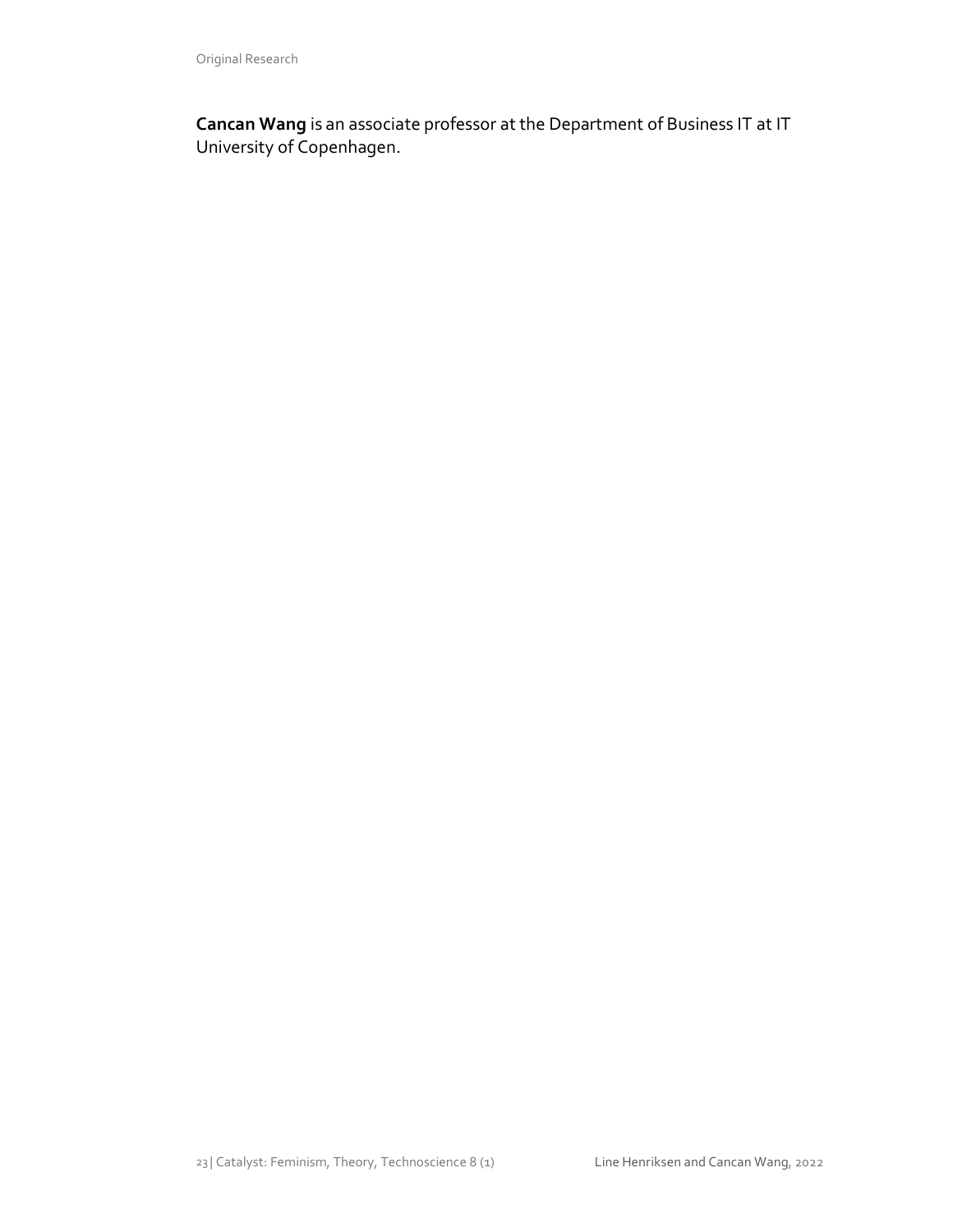**Cancan Wang** is an associate professor at the Department of Business IT at IT University of Copenhagen.